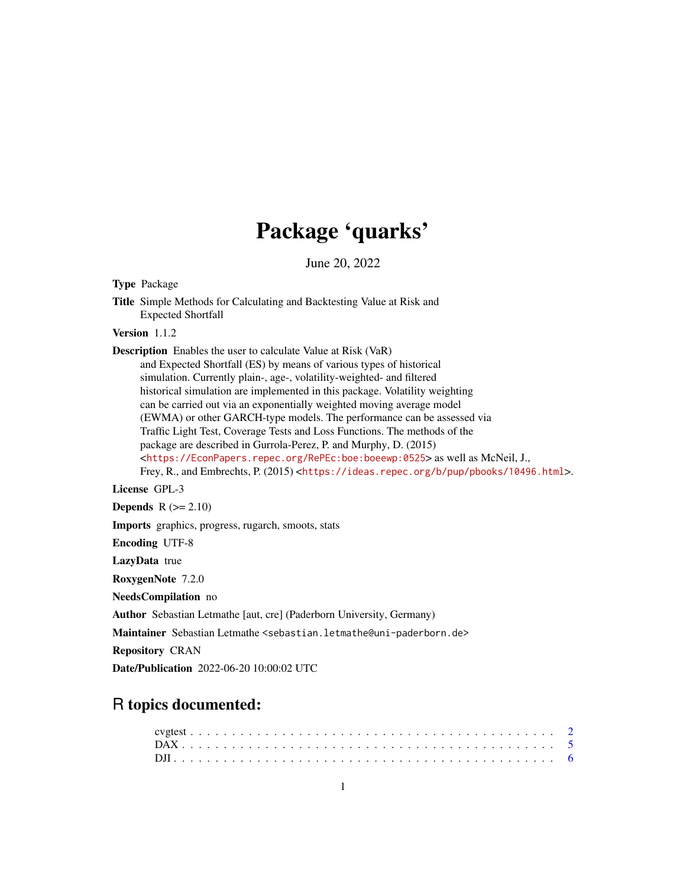# Package 'quarks'

June 20, 2022

**Type** Package

**Title** Simple Methods for Calculating and Backtesting Value at Risk and Expected Shortfall

**Version** 1.1.2

**Description** Enables the user to calculate Value at Risk (VaR) and Expected Shortfall (ES) by means of various types of historical simulation. Currently plain-, age-, volatility-weighted- and filtered historical simulation are implemented in this package. Volatility weighting can be carried out via an exponentially weighted moving average model (EWMA) or other GARCH-type models. The performance can be assessed via Traffic Light Test, Coverage Tests and Loss Functions. The methods of the package are described in Gurrola-Perez, P. and Murphy, D. (2015) <https://EconPapers.repec.org/RePEc:boe:boeewp:0525> as well as McNeil, J., Frey, R., and Embrechts, P. (2015) <https://ideas.repec.org/b/pup/pbooks/10496.html>.

**License** GPL-3

**Depends** R (>= 2.10)

**Imports** graphics, progress, rugarch, smoots, stats

**Encoding** UTF-8

**LazyData** true

**RoxygenNote** 7.2.0

**NeedsCompilation** no

**Author** Sebastian Letmathe [aut, cre] (Paderborn University, Germany)

**Maintainer** Sebastian Letmathe <sebastian.letmathe@uni-paderborn.de>

**Repository** CRAN

**Date/Publication** 2022-06-20 10:00:02 UTC

## R topics documented:

cvgtest . . . . . . . . . . . . . . . . . . . . . . . . . . . . . . . . . . . . . . . . . . . 2
DAX . . . . . . . . . . . . . . . . . . . . . . . . . . . . . . . . . . . . . . . . . . . . 5
DJI . . . . . . . . . . . . . . . . . . . . . . . . . . . . . . . . . . . . . . . . . . . . . 6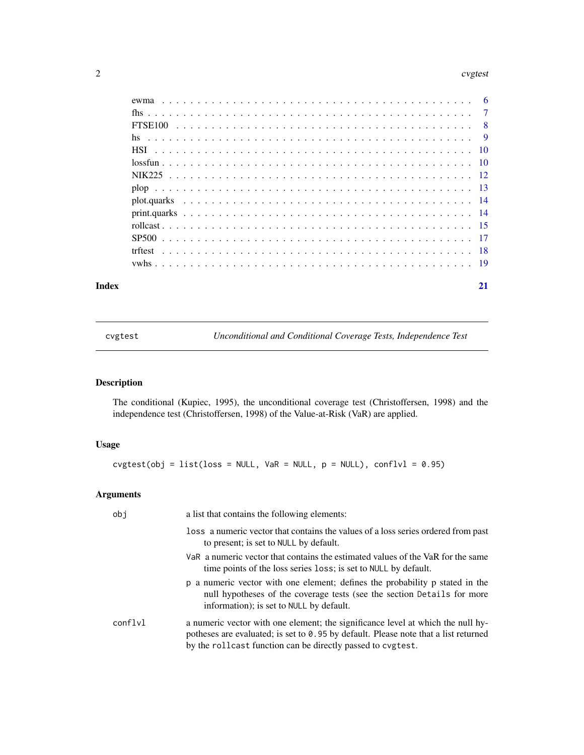ewma . . . . . . . . . . . . . . . . . . . . . . . . . . . . . . . . . . . . . . . . . 6
fhs . . . . . . . . . . . . . . . . . . . . . . . . . . . . . . . . . . . . . . . . . . 7
FTSE100 . . . . . . . . . . . . . . . . . . . . . . . . . . . . . . . . . . . . . . . . 8
hs . . . . . . . . . . . . . . . . . . . . . . . . . . . . . . . . . . . . . . . . . . 9
HSI . . . . . . . . . . . . . . . . . . . . . . . . . . . . . . . . . . . . . . . . . . 10
lossfun . . . . . . . . . . . . . . . . . . . . . . . . . . . . . . . . . . . . . . . . 10
NIK225 . . . . . . . . . . . . . . . . . . . . . . . . . . . . . . . . . . . . . . . . 12
plop . . . . . . . . . . . . . . . . . . . . . . . . . . . . . . . . . . . . . . . . . . 13
plot.quarks . . . . . . . . . . . . . . . . . . . . . . . . . . . . . . . . . . . . . . 14
print.quarks . . . . . . . . . . . . . . . . . . . . . . . . . . . . . . . . . . . . . 14
rollcast . . . . . . . . . . . . . . . . . . . . . . . . . . . . . . . . . . . . . . . . 15
SP500 . . . . . . . . . . . . . . . . . . . . . . . . . . . . . . . . . . . . . . . . . 17
trftest . . . . . . . . . . . . . . . . . . . . . . . . . . . . . . . . . . . . . . . . 18
vwhs . . . . . . . . . . . . . . . . . . . . . . . . . . . . . . . . . . . . . . . . . 19

**Index** **21**

---

## cvgtest — *Unconditional and Conditional Coverage Tests, Independence Test*

### Description

The conditional (Kupiec, 1995), the unconditional coverage test (Christoffersen, 1998) and the independence test (Christoffersen, 1998) of the Value-at-Risk (VaR) are applied.

### Usage

```
cvgtest(obj = list(loss = NULL, VaR = NULL, p = NULL), conflvl = 0.95)
```

### Arguments

| | |
|---|---|
| `obj` | a list that contains the following elements:<br>`loss` a numeric vector that contains the values of a loss series ordered from past to present; is set to `NULL` by default.<br>`VaR` a numeric vector that contains the estimated values of the VaR for the same time points of the loss series `loss`; is set to `NULL` by default.<br>`p` a numeric vector with one element; defines the probability p stated in the null hypotheses of the coverage tests (see the section `Details` for more information); is set to `NULL` by default. |
| `conflvl` | a numeric vector with one element; the significance level at which the null hypotheses are evaluated; is set to `0.95` by default. Please note that a list returned by the `rollcast` function can be directly passed to `cvgtest`. |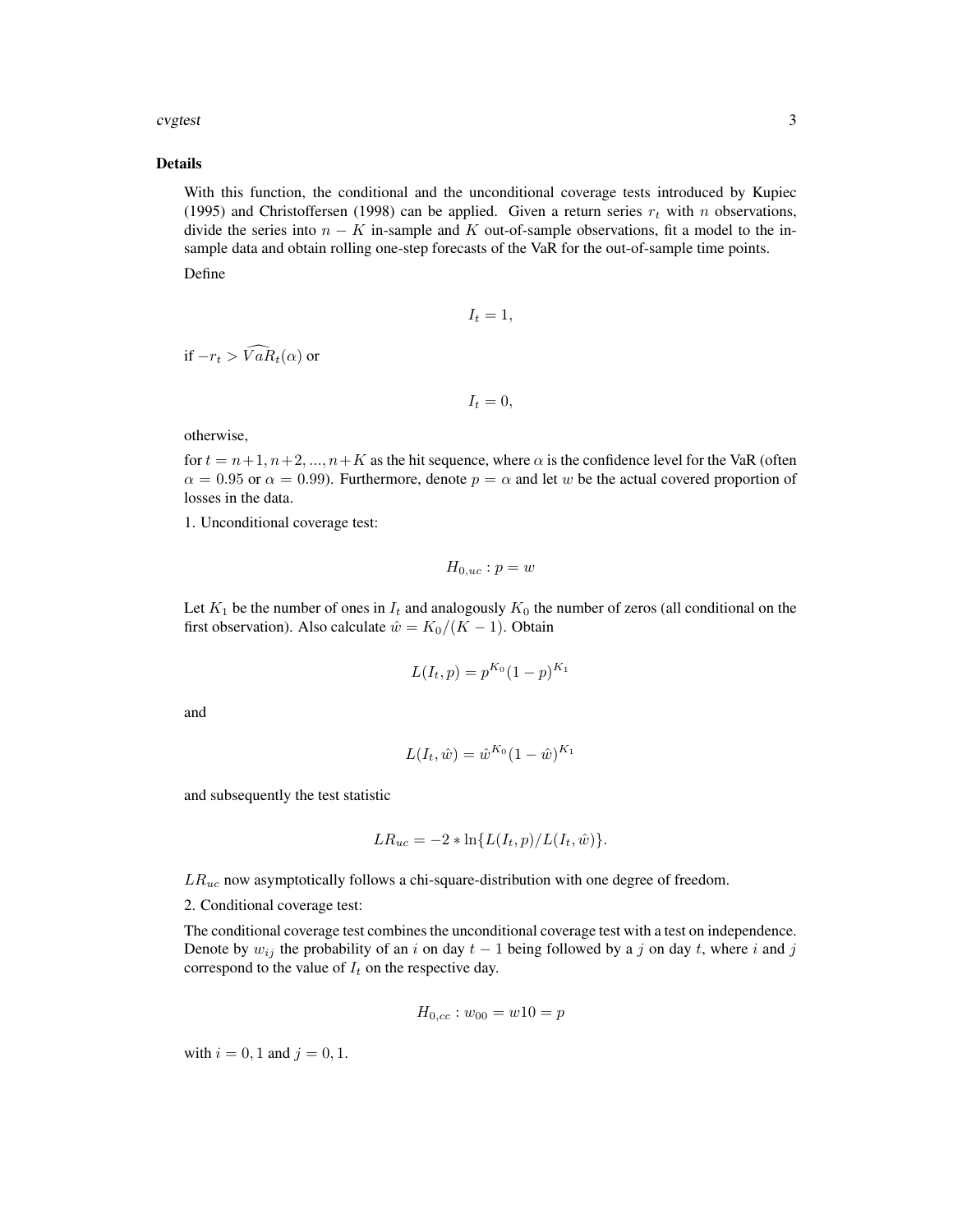### Details

With this function, the conditional and the unconditional coverage tests introduced by Kupiec (1995) and Christoffersen (1998) can be applied. Given a return series $r_t$ with $n$ observations, divide the series into $n - K$ in-sample and $K$ out-of-sample observations, fit a model to the in-sample data and obtain rolling one-step forecasts of the VaR for the out-of-sample time points.

Define

$$I_t = 1,$$

if $-r_t > \widehat{VaR}_t(\alpha)$ or

$$I_t = 0,$$

otherwise,

for $t = n+1, n+2, ..., n+K$ as the hit sequence, where $\alpha$ is the confidence level for the VaR (often $\alpha = 0.95$ or $\alpha = 0.99$). Furthermore, denote $p = \alpha$ and let $w$ be the actual covered proportion of losses in the data.

1. Unconditional coverage test:

$$H_{0,uc} : p = w$$

Let $K_1$ be the number of ones in $I_t$ and analogously $K_0$ the number of zeros (all conditional on the first observation). Also calculate $\hat{w} = K_0/(K-1)$. Obtain

$$L(I_t, p) = p^{K_0}(1-p)^{K_1}$$

and

$$L(I_t, \hat{w}) = \hat{w}^{K_0}(1-\hat{w})^{K_1}$$

and subsequently the test statistic

$$LR_{uc} = -2 * \ln\{L(I_t, p)/L(I_t, \hat{w})\}.$$

$LR_{uc}$ now asymptotically follows a chi-square-distribution with one degree of freedom.

2. Conditional coverage test:

The conditional coverage test combines the unconditional coverage test with a test on independence. Denote by $w_{ij}$ the probability of an $i$ on day $t-1$ being followed by a $j$ on day $t$, where $i$ and $j$ correspond to the value of $I_t$ on the respective day.

$$H_{0,cc} : w_{00} = w10 = p$$

with $i = 0, 1$ and $j = 0, 1$.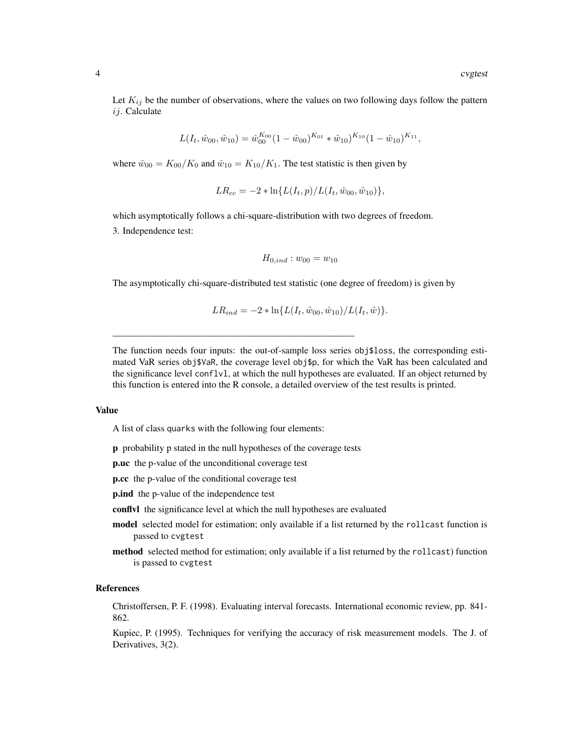Let $K_{ij}$ be the number of observations, where the values on two following days follow the pattern $ij$. Calculate

$$L(I_t, \hat{w}_{00}, \hat{w}_{10}) = \hat{w}_{00}^{K_{00}}(1 - \hat{w}_{00})^{K_{01}} * \hat{w}_{10})^{K_{10}}(1 - \hat{w}_{10})^{K_{11}},$$

where $\hat{w}_{00} = K_{00}/K_0$ and $\hat{w}_{10} = K_{10}/K_1$. The test statistic is then given by

$$LR_{cc} = -2 * \ln\{L(I_t, p)/L(I_t, \hat{w}_{00}, \hat{w}_{10})\},$$

which asymptotically follows a chi-square-distribution with two degrees of freedom.

3. Independence test:

$$H_{0,ind} : w_{00} = w_{10}$$

The asymptotically chi-square-distributed test statistic (one degree of freedom) is given by

$$LR_{ind} = -2 * \ln\{L(I_t, \hat{w}_{00}, \hat{w}_{10})/L(I_t, \hat{w})\}.$$

---

The function needs four inputs: the out-of-sample loss series `obj$loss`, the corresponding estimated VaR series `obj$VaR`, the coverage level `obj$p`, for which the VaR has been calculated and the significance level `conflvl`, at which the null hypotheses are evaluated. If an object returned by this function is entered into the R console, a detailed overview of the test results is printed.

### Value

A list of class `quarks` with the following four elements:

**p** probability p stated in the null hypotheses of the coverage tests

**p.uc** the p-value of the unconditional coverage test

**p.cc** the p-value of the conditional coverage test

**p.ind** the p-value of the independence test

**conflvl** the significance level at which the null hypotheses are evaluated

**model** selected model for estimation; only available if a list returned by the `rollcast` function is passed to `cvgtest`

**method** selected method for estimation; only available if a list returned by the `rollcast`) function is passed to `cvgtest`

### References

Christoffersen, P. F. (1998). Evaluating interval forecasts. International economic review, pp. 841-862.

Kupiec, P. (1995). Techniques for verifying the accuracy of risk measurement models. The J. of Derivatives, 3(2).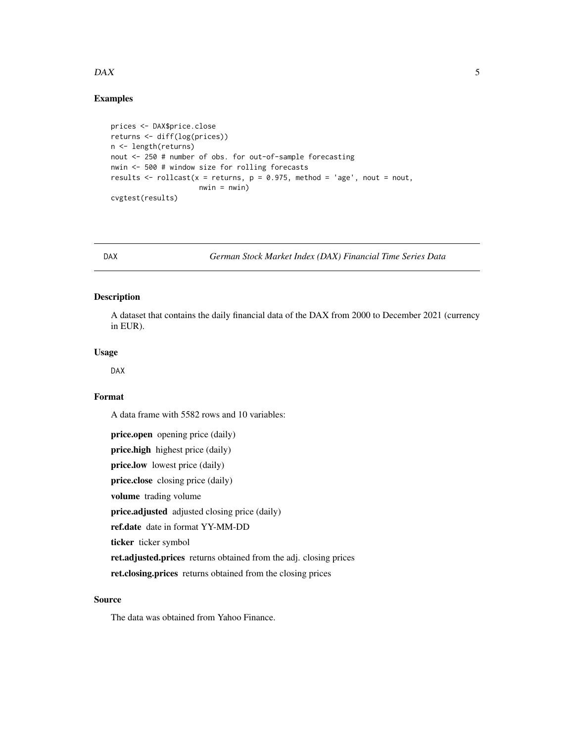## Examples

```
prices <- DAX$price.close
returns <- diff(log(prices))
n <- length(returns)
nout <- 250 # number of obs. for out-of-sample forecasting
nwin <- 500 # window size for rolling forecasts
results <- rollcast(x = returns, p = 0.975, method = 'age', nout = nout,
                    nwin = nwin)
cvgtest(results)
```

---

# DAX — *German Stock Market Index (DAX) Financial Time Series Data*

---

## Description

A dataset that contains the daily financial data of the DAX from 2000 to December 2021 (currency in EUR).

## Usage

```
DAX
```

## Format

A data frame with 5582 rows and 10 variables:

- **price.open** opening price (daily)
- **price.high** highest price (daily)
- **price.low** lowest price (daily)
- **price.close** closing price (daily)
- **volume** trading volume
- **price.adjusted** adjusted closing price (daily)
- **ref.date** date in format YY-MM-DD
- **ticker** ticker symbol
- **ret.adjusted.prices** returns obtained from the adj. closing prices
- **ret.closing.prices** returns obtained from the closing prices

## Source

The data was obtained from Yahoo Finance.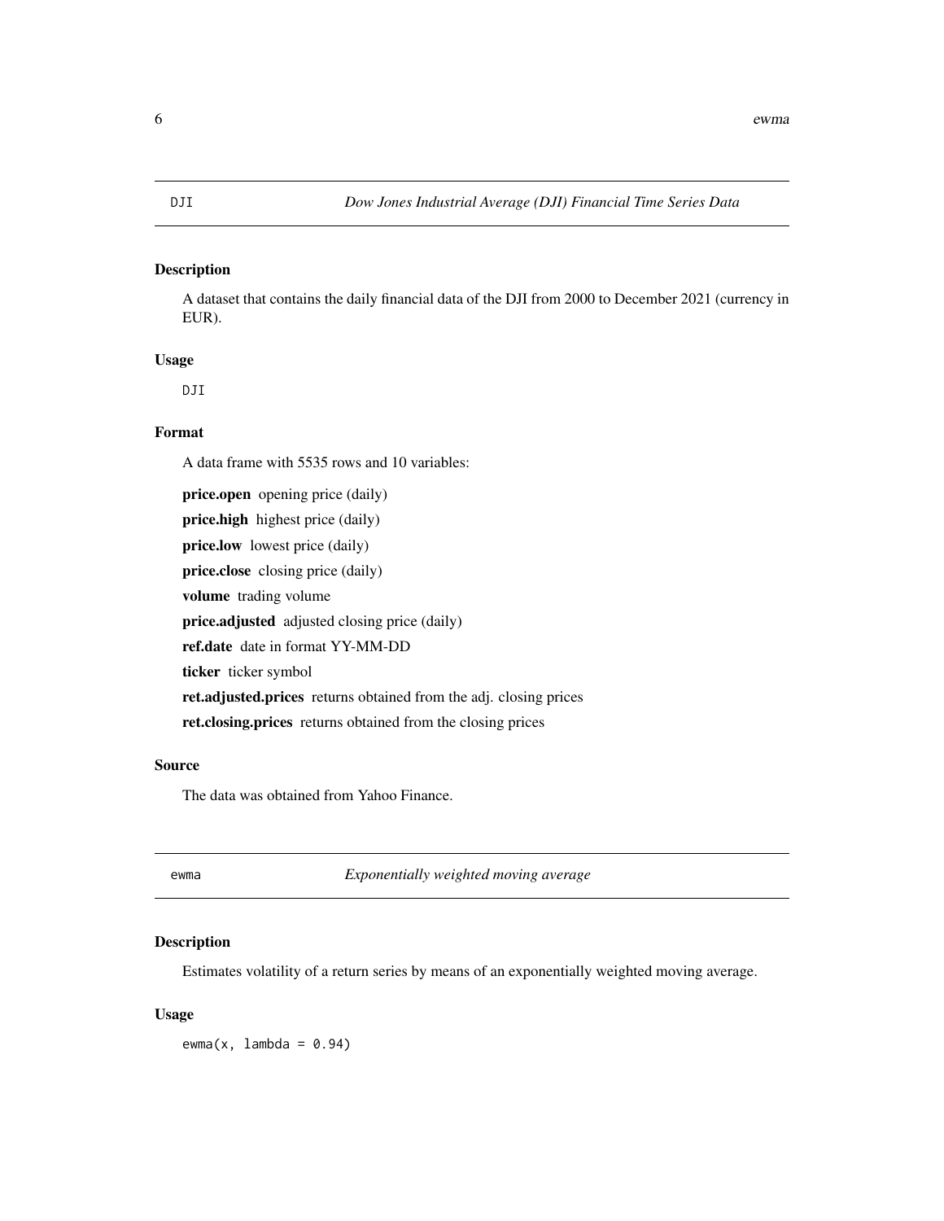## DJI — *Dow Jones Industrial Average (DJI) Financial Time Series Data*

### Description

A dataset that contains the daily financial data of the DJI from 2000 to December 2021 (currency in EUR).

### Usage

```
DJI
```

### Format

A data frame with 5535 rows and 10 variables:

**price.open** opening price (daily)

**price.high** highest price (daily)

**price.low** lowest price (daily)

**price.close** closing price (daily)

**volume** trading volume

**price.adjusted** adjusted closing price (daily)

**ref.date** date in format YY-MM-DD

**ticker** ticker symbol

**ret.adjusted.prices** returns obtained from the adj. closing prices

**ret.closing.prices** returns obtained from the closing prices

### Source

The data was obtained from Yahoo Finance.

## ewma — *Exponentially weighted moving average*

### Description

Estimates volatility of a return series by means of an exponentially weighted moving average.

### Usage

```
ewma(x, lambda = 0.94)
```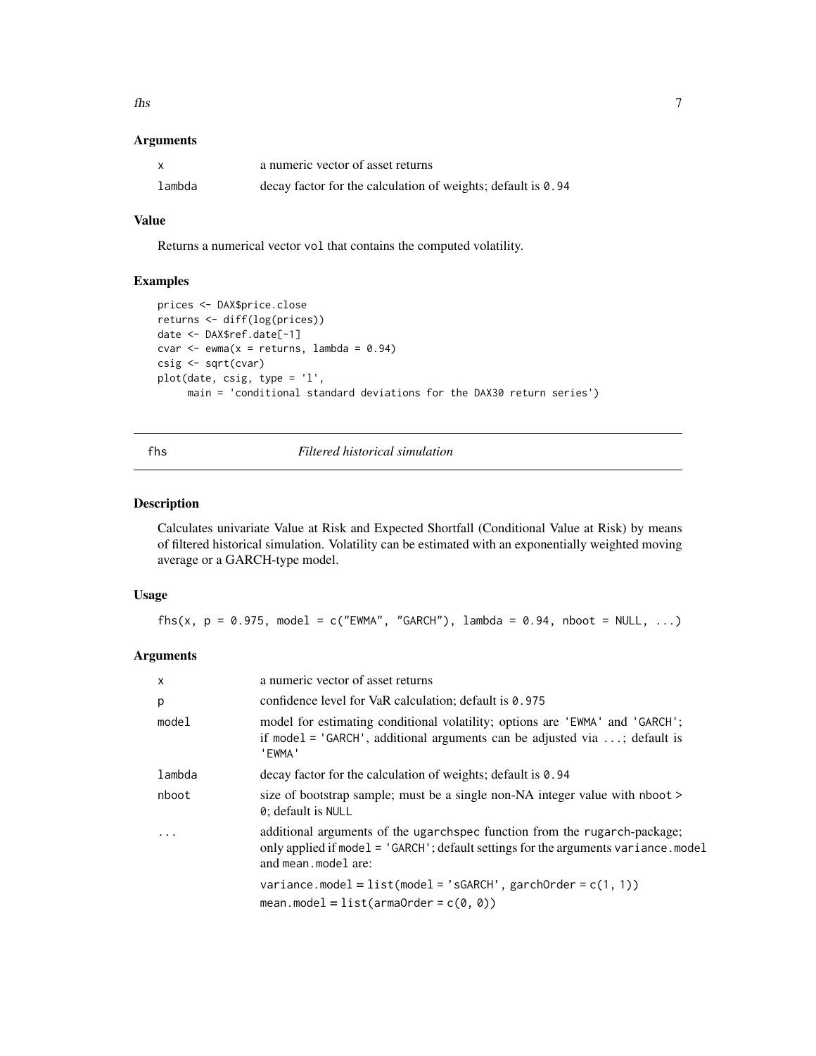### Arguments

| | |
|---|---|
| x | a numeric vector of asset returns |
| lambda | decay factor for the calculation of weights; default is 0.94 |

### Value

Returns a numerical vector vol that contains the computed volatility.

### Examples

```
prices <- DAX$price.close
returns <- diff(log(prices))
date <- DAX$ref.date[-1]
cvar <- ewma(x = returns, lambda = 0.94)
csig <- sqrt(cvar)
plot(date, csig, type = 'l',
     main = 'conditional standard deviations for the DAX30 return series')
```

---

## fhs *Filtered historical simulation*

### Description

Calculates univariate Value at Risk and Expected Shortfall (Conditional Value at Risk) by means of filtered historical simulation. Volatility can be estimated with an exponentially weighted moving average or a GARCH-type model.

### Usage

```
fhs(x, p = 0.975, model = c("EWMA", "GARCH"), lambda = 0.94, nboot = NULL, ...)
```

### Arguments

| | |
|---|---|
| x | a numeric vector of asset returns |
| p | confidence level for VaR calculation; default is 0.975 |
| model | model for estimating conditional volatility; options are 'EWMA' and 'GARCH'; if model = 'GARCH', additional arguments can be adjusted via ...; default is 'EWMA' |
| lambda | decay factor for the calculation of weights; default is 0.94 |
| nboot | size of bootstrap sample; must be a single non-NA integer value with nboot > 0; default is NULL |
| ... | additional arguments of the ugarchspec function from the rugarch-package; only applied if model = 'GARCH'; default settings for the arguments variance.model and mean.model are: |

```
variance.model = list(model = 'sGARCH', garchOrder = c(1, 1))
mean.model = list(armaOrder = c(0, 0))
```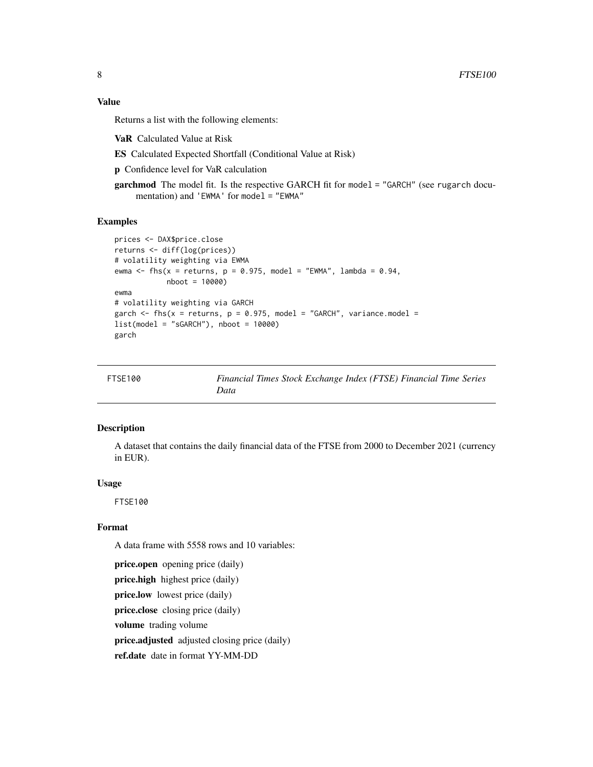### Value

Returns a list with the following elements:

**VaR** Calculated Value at Risk

**ES** Calculated Expected Shortfall (Conditional Value at Risk)

**p** Confidence level for VaR calculation

**garchmod** The model fit. Is the respective GARCH fit for `model = "GARCH"` (see rugarch documentation) and `'EWMA'` for `model = "EWMA"`

### Examples

```
prices <- DAX$price.close
returns <- diff(log(prices))
# volatility weighting via EWMA
ewma <- fhs(x = returns, p = 0.975, model = "EWMA", lambda = 0.94,
            nboot = 10000)
ewma
# volatility weighting via GARCH
garch <- fhs(x = returns, p = 0.975, model = "GARCH", variance.model =
list(model = "sGARCH"), nboot = 10000)
garch
```

---

## FTSE100 — *Financial Times Stock Exchange Index (FTSE) Financial Time Series Data*

---

### Description

A dataset that contains the daily financial data of the FTSE from 2000 to December 2021 (currency in EUR).

### Usage

```
FTSE100
```

### Format

A data frame with 5558 rows and 10 variables:

**price.open** opening price (daily)

**price.high** highest price (daily)

**price.low** lowest price (daily)

**price.close** closing price (daily)

**volume** trading volume

**price.adjusted** adjusted closing price (daily)

**ref.date** date in format YY-MM-DD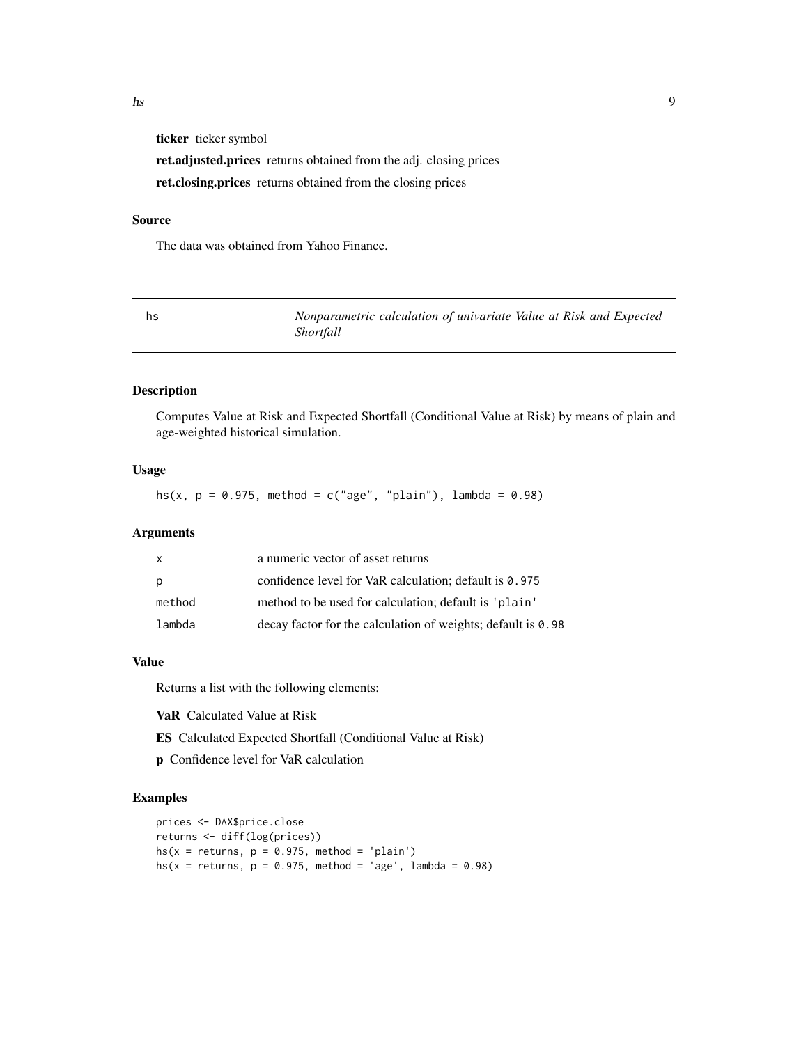**ticker** ticker symbol

**ret.adjusted.prices** returns obtained from the adj. closing prices

**ret.closing.prices** returns obtained from the closing prices

## Source

The data was obtained from Yahoo Finance.

---

# hs — *Nonparametric calculation of univariate Value at Risk and Expected Shortfall*

---

## Description

Computes Value at Risk and Expected Shortfall (Conditional Value at Risk) by means of plain and age-weighted historical simulation.

## Usage

```
hs(x, p = 0.975, method = c("age", "plain"), lambda = 0.98)
```

## Arguments

| | |
|---|---|
| x | a numeric vector of asset returns |
| p | confidence level for VaR calculation; default is `0.975` |
| method | method to be used for calculation; default is `'plain'` |
| lambda | decay factor for the calculation of weights; default is `0.98` |

## Value

Returns a list with the following elements:

**VaR** Calculated Value at Risk

**ES** Calculated Expected Shortfall (Conditional Value at Risk)

**p** Confidence level for VaR calculation

## Examples

```
prices <- DAX$price.close
returns <- diff(log(prices))
hs(x = returns, p = 0.975, method = 'plain')
hs(x = returns, p = 0.975, method = 'age', lambda = 0.98)
```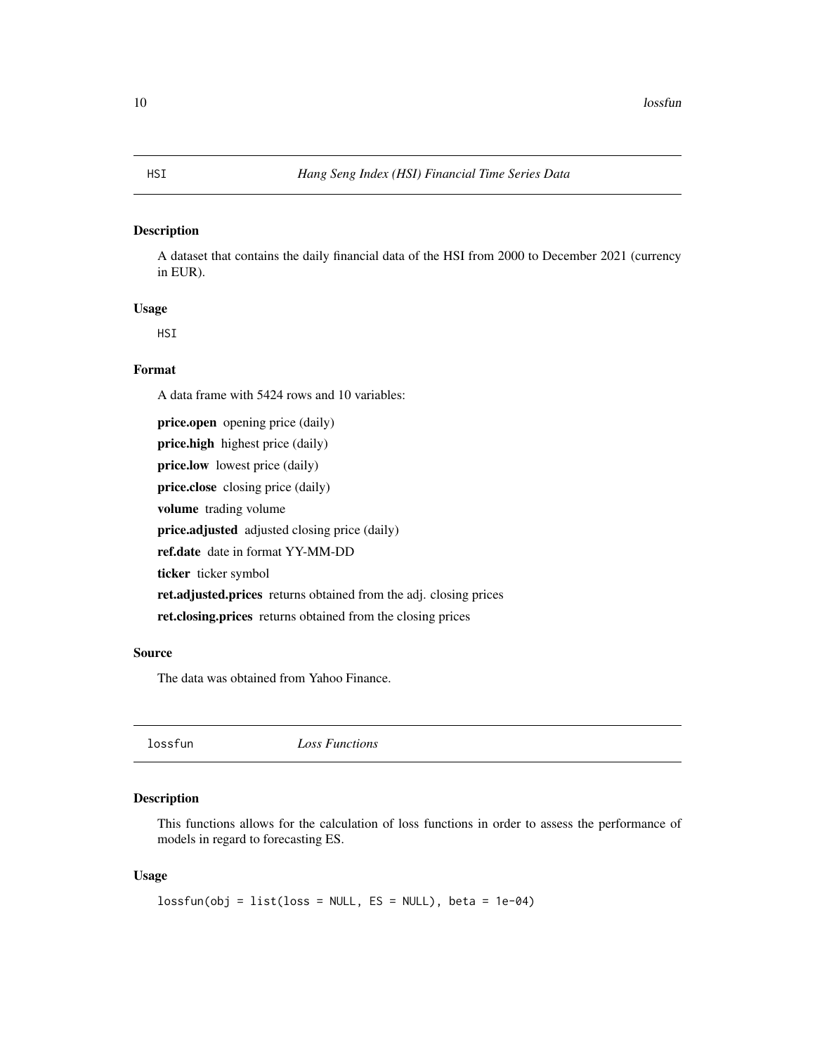## HSI — *Hang Seng Index (HSI) Financial Time Series Data*

### Description

A dataset that contains the daily financial data of the HSI from 2000 to December 2021 (currency in EUR).

### Usage

```
HSI
```

### Format

A data frame with 5424 rows and 10 variables:

**price.open** opening price (daily)

**price.high** highest price (daily)

**price.low** lowest price (daily)

**price.close** closing price (daily)

**volume** trading volume

**price.adjusted** adjusted closing price (daily)

**ref.date** date in format YY-MM-DD

**ticker** ticker symbol

**ret.adjusted.prices** returns obtained from the adj. closing prices

**ret.closing.prices** returns obtained from the closing prices

### Source

The data was obtained from Yahoo Finance.

## lossfun — *Loss Functions*

### Description

This functions allows for the calculation of loss functions in order to assess the performance of models in regard to forecasting ES.

### Usage

```
lossfun(obj = list(loss = NULL, ES = NULL), beta = 1e-04)
```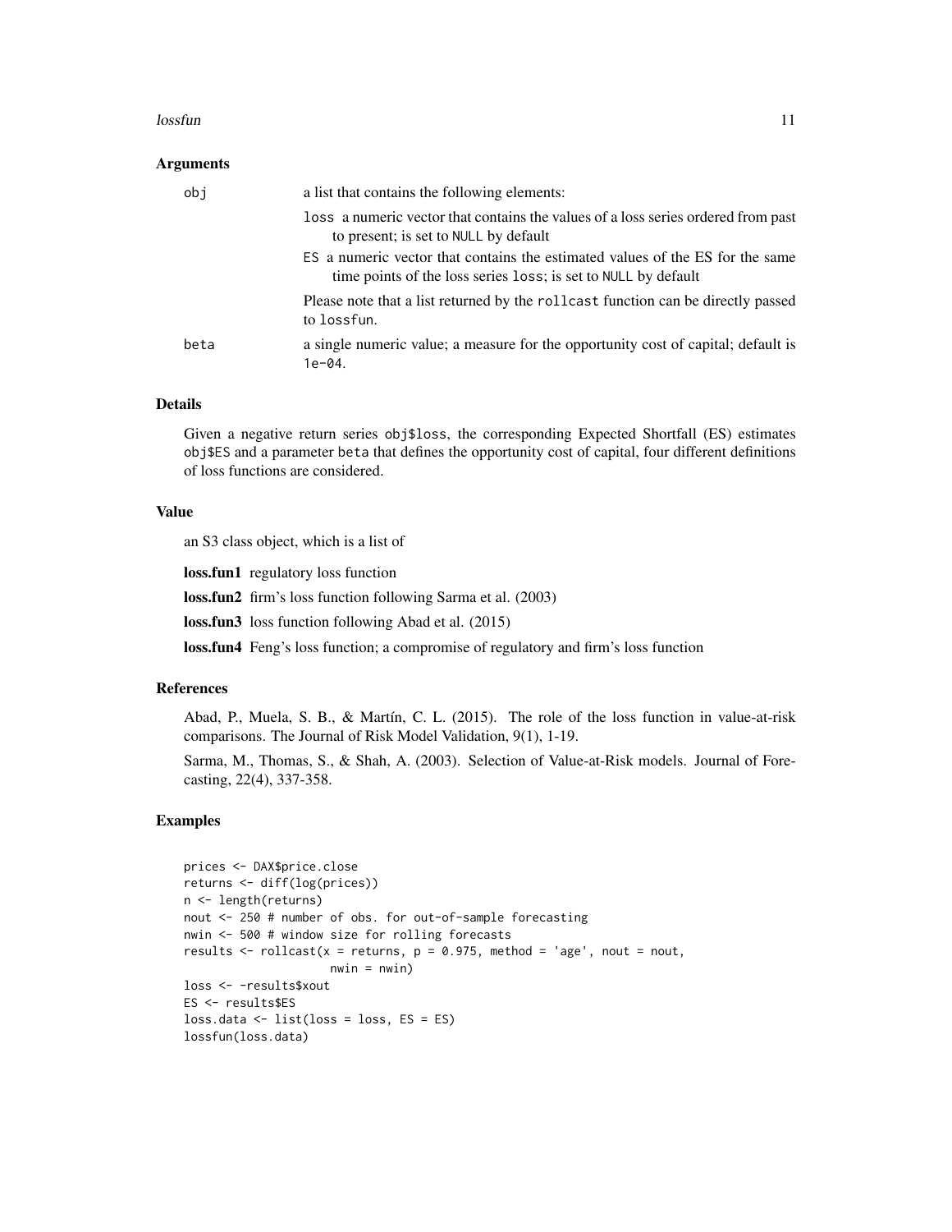## Arguments

**obj** a list that contains the following elements:

- `loss` a numeric vector that contains the values of a loss series ordered from past to present; is set to `NULL` by default
- `ES` a numeric vector that contains the estimated values of the ES for the same time points of the loss series `loss`; is set to `NULL` by default

Please note that a list returned by the `rollcast` function can be directly passed to `lossfun`.

**beta** a single numeric value; a measure for the opportunity cost of capital; default is `1e-04`.

## Details

Given a negative return series `obj$loss`, the corresponding Expected Shortfall (ES) estimates `obj$ES` and a parameter `beta` that defines the opportunity cost of capital, four different definitions of loss functions are considered.

## Value

an S3 class object, which is a list of

**loss.fun1** regulatory loss function

**loss.fun2** firm's loss function following Sarma et al. (2003)

**loss.fun3** loss function following Abad et al. (2015)

**loss.fun4** Feng's loss function; a compromise of regulatory and firm's loss function

## References

Abad, P., Muela, S. B., & Martín, C. L. (2015). The role of the loss function in value-at-risk comparisons. The Journal of Risk Model Validation, 9(1), 1-19.

Sarma, M., Thomas, S., & Shah, A. (2003). Selection of Value-at-Risk models. Journal of Forecasting, 22(4), 337-358.

## Examples

```
prices <- DAX$price.close
returns <- diff(log(prices))
n <- length(returns)
nout <- 250 # number of obs. for out-of-sample forecasting
nwin <- 500 # window size for rolling forecasts
results <- rollcast(x = returns, p = 0.975, method = 'age', nout = nout,
                    nwin = nwin)
loss <- -results$xout
ES <- results$ES
loss.data <- list(loss = loss, ES = ES)
lossfun(loss.data)
```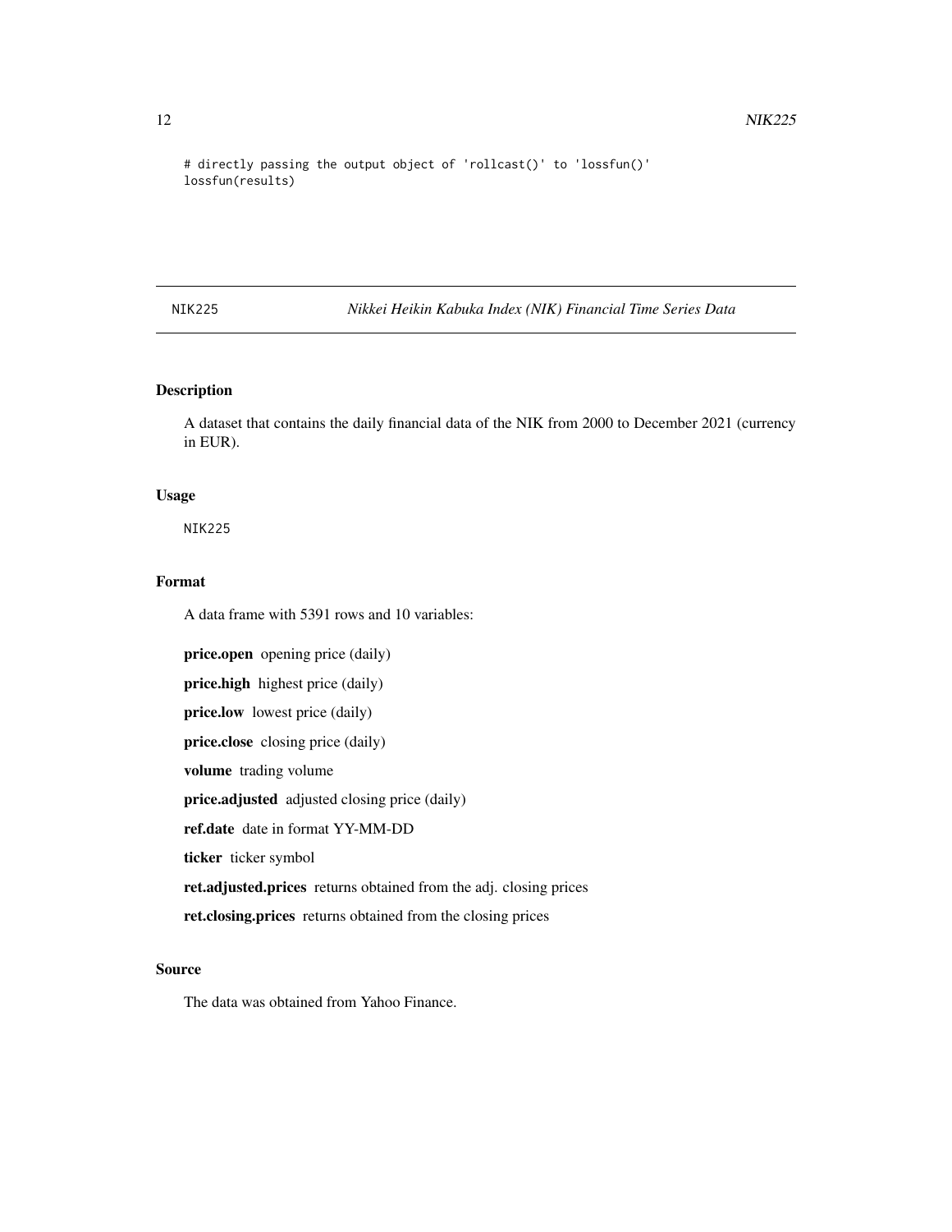```
# directly passing the output object of 'rollcast()' to 'lossfun()'
lossfun(results)
```

## NIK225 — *Nikkei Heikin Kabuka Index (NIK) Financial Time Series Data*

### Description

A dataset that contains the daily financial data of the NIK from 2000 to December 2021 (currency in EUR).

### Usage

NIK225

### Format

A data frame with 5391 rows and 10 variables:

**price.open** opening price (daily)

**price.high** highest price (daily)

**price.low** lowest price (daily)

**price.close** closing price (daily)

**volume** trading volume

**price.adjusted** adjusted closing price (daily)

**ref.date** date in format YY-MM-DD

**ticker** ticker symbol

**ret.adjusted.prices** returns obtained from the adj. closing prices

**ret.closing.prices** returns obtained from the closing prices

### Source

The data was obtained from Yahoo Finance.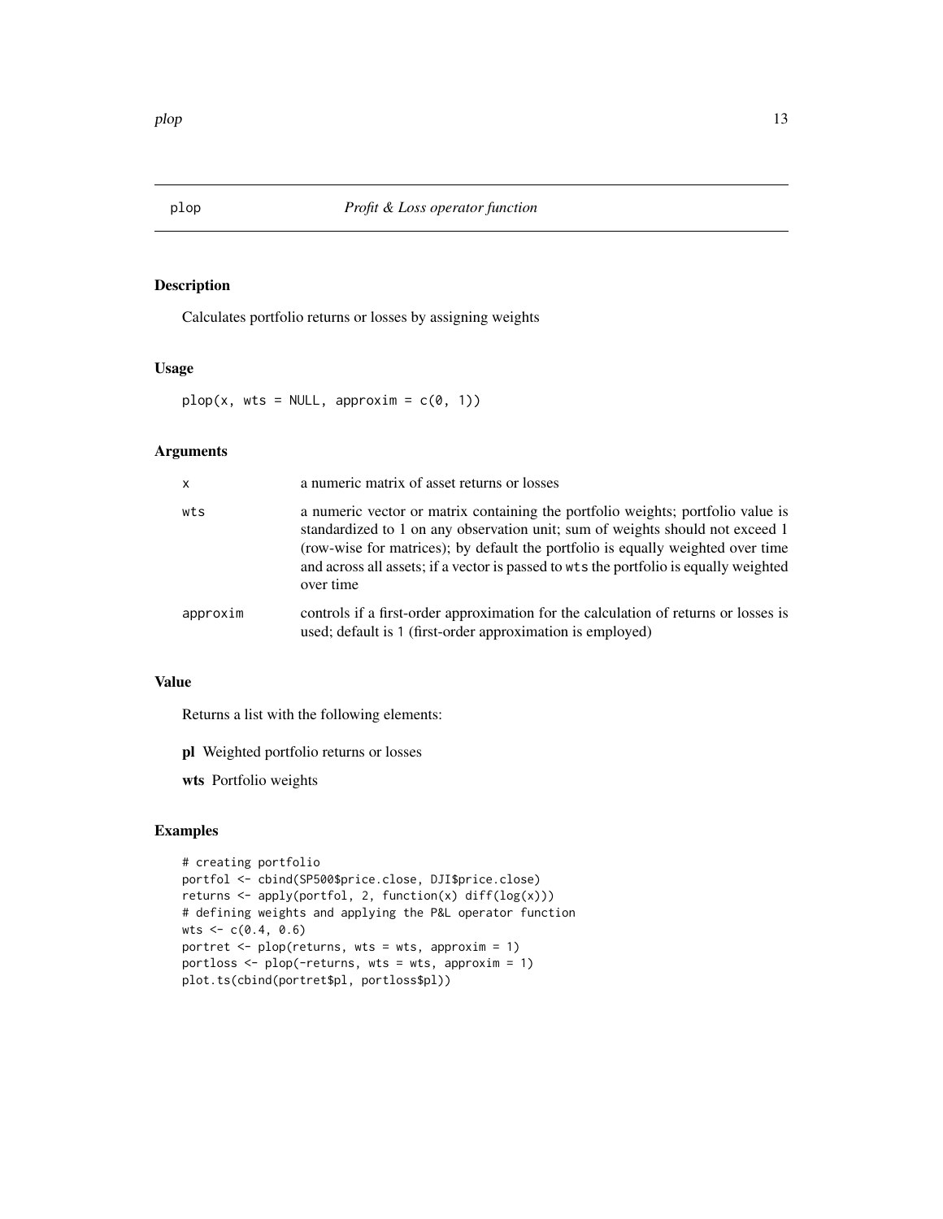# plop — *Profit & Loss operator function*

## Description

Calculates portfolio returns or losses by assigning weights

## Usage

```
plop(x, wts = NULL, approxim = c(0, 1))
```

## Arguments

| | |
|---|---|
| x | a numeric matrix of asset returns or losses |
| wts | a numeric vector or matrix containing the portfolio weights; portfolio value is standardized to 1 on any observation unit; sum of weights should not exceed 1 (row-wise for matrices); by default the portfolio is equally weighted over time and across all assets; if a vector is passed to wts the portfolio is equally weighted over time |
| approxim | controls if a first-order approximation for the calculation of returns or losses is used; default is 1 (first-order approximation is employed) |

## Value

Returns a list with the following elements:

**pl** Weighted portfolio returns or losses

**wts** Portfolio weights

## Examples

```
# creating portfolio
portfol <- cbind(SP500$price.close, DJI$price.close)
returns <- apply(portfol, 2, function(x) diff(log(x)))
# defining weights and applying the P&L operator function
wts <- c(0.4, 0.6)
portret <- plop(returns, wts = wts, approxim = 1)
portloss <- plop(-returns, wts = wts, approxim = 1)
plot.ts(cbind(portret$pl, portloss$pl))
```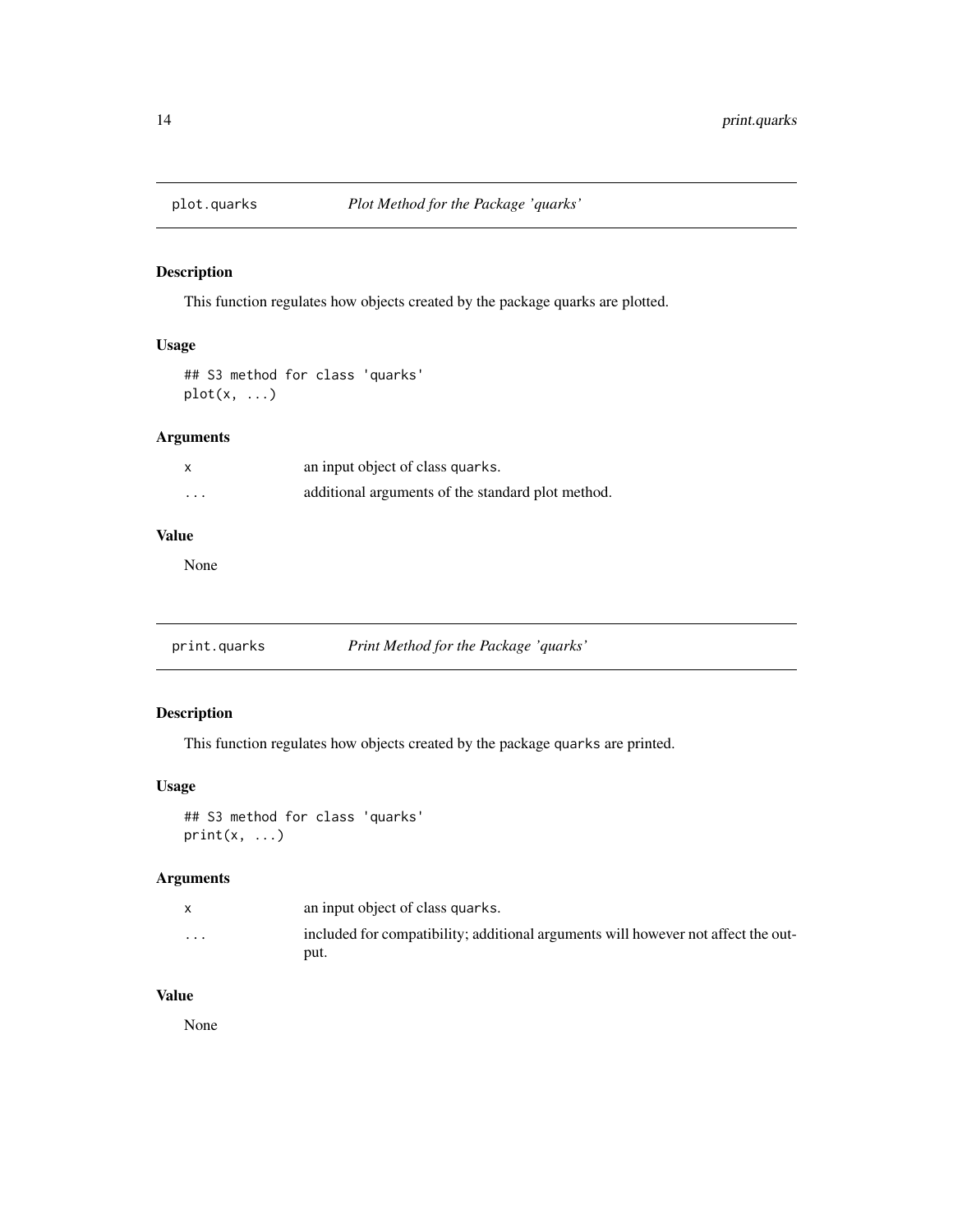## plot.quarks *Plot Method for the Package 'quarks'*

### Description

This function regulates how objects created by the package quarks are plotted.

### Usage

```
## S3 method for class 'quarks'
plot(x, ...)
```

### Arguments

| | |
|---|---|
| x | an input object of class `quarks`. |
| ... | additional arguments of the standard plot method. |

### Value

None

## print.quarks *Print Method for the Package 'quarks'*

### Description

This function regulates how objects created by the package `quarks` are printed.

### Usage

```
## S3 method for class 'quarks'
print(x, ...)
```

### Arguments

| | |
|---|---|
| x | an input object of class `quarks`. |
| ... | included for compatibility; additional arguments will however not affect the output. |

### Value

None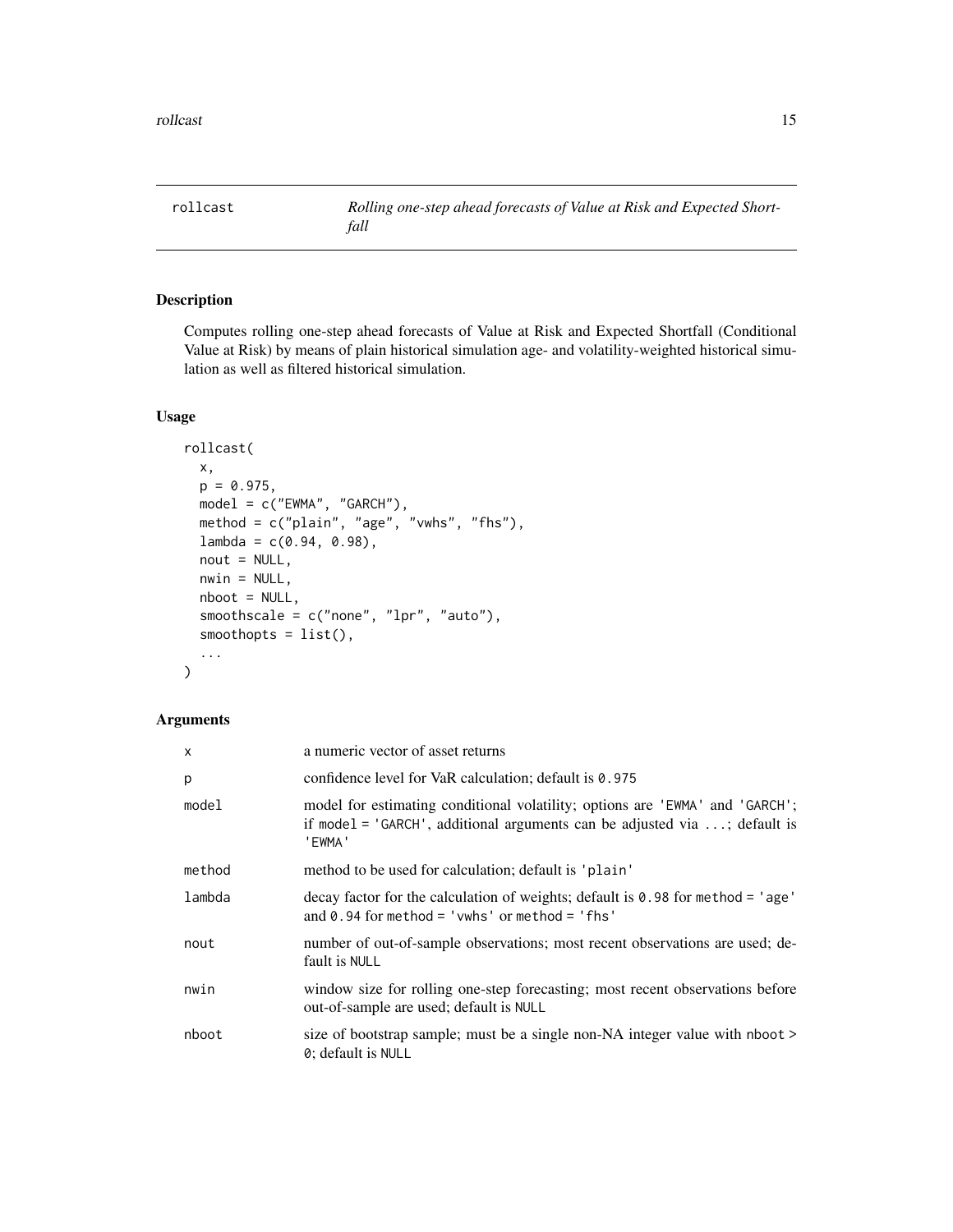rollcast *Rolling one-step ahead forecasts of Value at Risk and Expected Shortfall*

## Description

Computes rolling one-step ahead forecasts of Value at Risk and Expected Shortfall (Conditional Value at Risk) by means of plain historical simulation age- and volatility-weighted historical simulation as well as filtered historical simulation.

## Usage

```
rollcast(
  x,
  p = 0.975,
  model = c("EWMA", "GARCH"),
  method = c("plain", "age", "vwhs", "fhs"),
  lambda = c(0.94, 0.98),
  nout = NULL,
  nwin = NULL,
  nboot = NULL,
  smoothscale = c("none", "lpr", "auto"),
  smoothopts = list(),
  ...
)
```

## Arguments

| | |
|---|---|
| x | a numeric vector of asset returns |
| p | confidence level for VaR calculation; default is `0.975` |
| model | model for estimating conditional volatility; options are `'EWMA'` and `'GARCH'`; if `model = 'GARCH'`, additional arguments can be adjusted via `...`; default is `'EWMA'` |
| method | method to be used for calculation; default is `'plain'` |
| lambda | decay factor for the calculation of weights; default is `0.98` for `method = 'age'` and `0.94` for `method = 'vwhs'` or `method = 'fhs'` |
| nout | number of out-of-sample observations; most recent observations are used; default is `NULL` |
| nwin | window size for rolling one-step forecasting; most recent observations before out-of-sample are used; default is `NULL` |
| nboot | size of bootstrap sample; must be a single non-NA integer value with `nboot > 0`; default is `NULL` |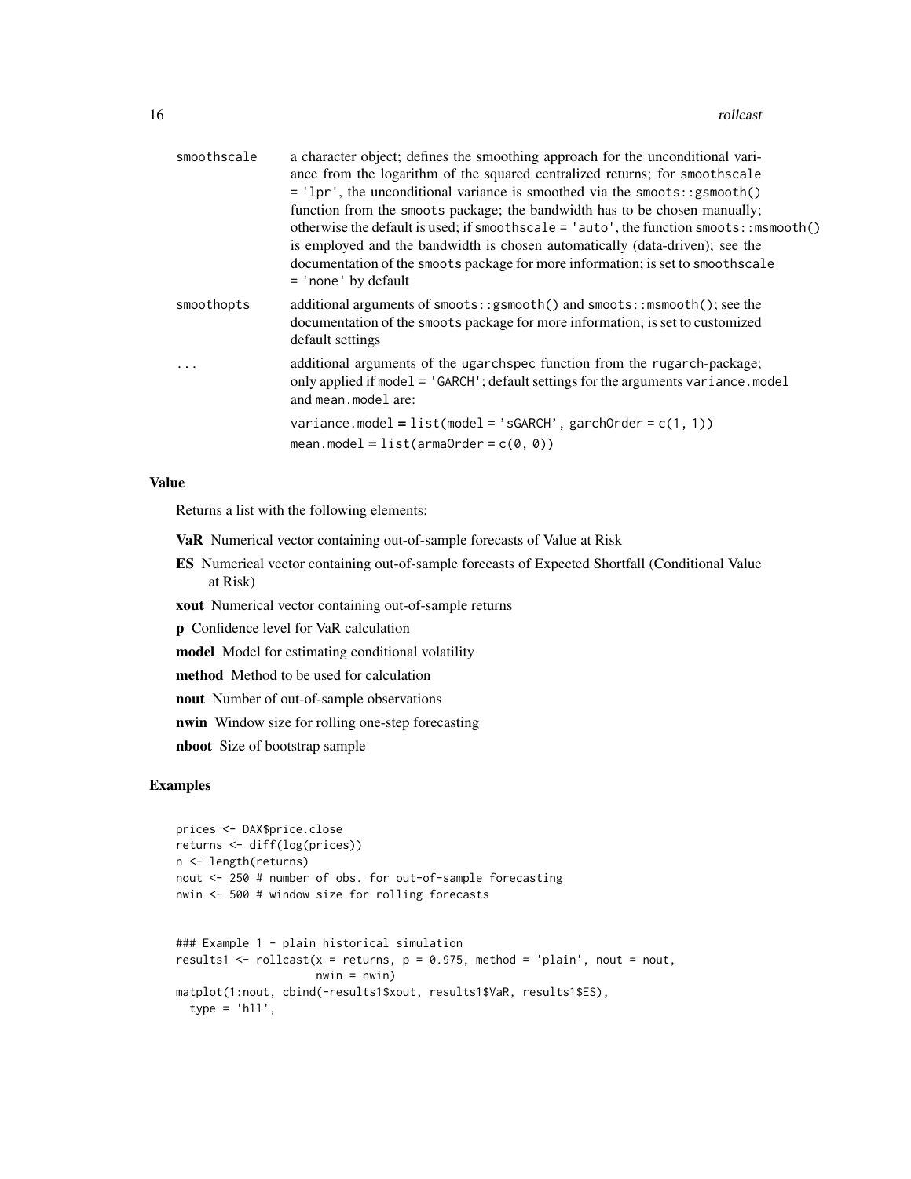| | |
|---|---|
| smoothscale | a character object; defines the smoothing approach for the unconditional variance from the logarithm of the squared centralized returns; for smoothscale = 'lpr', the unconditional variance is smoothed via the smoots::gsmooth() function from the smoots package; the bandwidth has to be chosen manually; otherwise the default is used; if smoothscale = 'auto', the function smoots::msmooth() is employed and the bandwidth is chosen automatically (data-driven); see the documentation of the smoots package for more information; is set to smoothscale = 'none' by default |
| smoothopts | additional arguments of smoots::gsmooth() and smoots::msmooth(); see the documentation of the smoots package for more information; is set to customized default settings |
| ... | additional arguments of the ugarchspec function from the rugarch-package; only applied if model = 'GARCH'; default settings for the arguments variance.model and mean.model are: <br> variance.model = list(model = 'sGARCH', garchOrder = c(1, 1)) <br> mean.model = list(armaOrder = c(0, 0)) |

## Value

Returns a list with the following elements:

**VaR** Numerical vector containing out-of-sample forecasts of Value at Risk

**ES** Numerical vector containing out-of-sample forecasts of Expected Shortfall (Conditional Value at Risk)

**xout** Numerical vector containing out-of-sample returns

**p** Confidence level for VaR calculation

**model** Model for estimating conditional volatility

**method** Method to be used for calculation

**nout** Number of out-of-sample observations

**nwin** Window size for rolling one-step forecasting

**nboot** Size of bootstrap sample

## Examples

```
prices <- DAX$price.close
returns <- diff(log(prices))
n <- length(returns)
nout <- 250 # number of obs. for out-of-sample forecasting
nwin <- 500 # window size for rolling forecasts


### Example 1 - plain historical simulation
results1 <- rollcast(x = returns, p = 0.975, method = 'plain', nout = nout,
                     nwin = nwin)
matplot(1:nout, cbind(-results1$xout, results1$VaR, results1$ES),
  type = 'hll',
```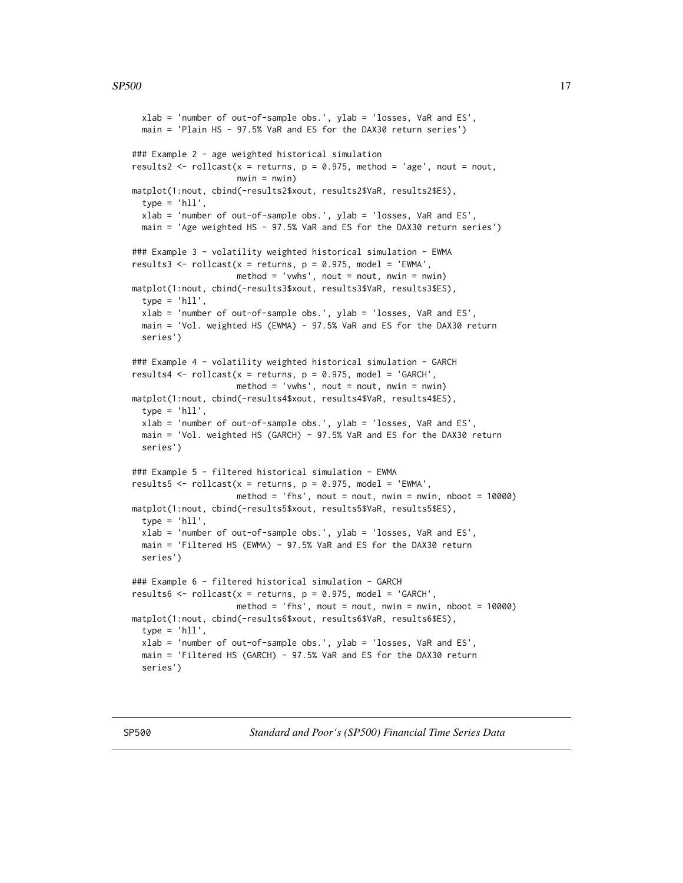```
  xlab = 'number of out-of-sample obs.', ylab = 'losses, VaR and ES',
  main = 'Plain HS - 97.5% VaR and ES for the DAX30 return series')

### Example 2 - age weighted historical simulation
results2 <- rollcast(x = returns, p = 0.975, method = 'age', nout = nout,
                     nwin = nwin)
matplot(1:nout, cbind(-results2$xout, results2$VaR, results2$ES),
  type = 'hll',
  xlab = 'number of out-of-sample obs.', ylab = 'losses, VaR and ES',
  main = 'Age weighted HS - 97.5% VaR and ES for the DAX30 return series')

### Example 3 - volatility weighted historical simulation - EWMA
results3 <- rollcast(x = returns, p = 0.975, model = 'EWMA',
                     method = 'vwhs', nout = nout, nwin = nwin)
matplot(1:nout, cbind(-results3$xout, results3$VaR, results3$ES),
  type = 'hll',
  xlab = 'number of out-of-sample obs.', ylab = 'losses, VaR and ES',
  main = 'Vol. weighted HS (EWMA) - 97.5% VaR and ES for the DAX30 return
  series')

### Example 4 - volatility weighted historical simulation - GARCH
results4 <- rollcast(x = returns, p = 0.975, model = 'GARCH',
                     method = 'vwhs', nout = nout, nwin = nwin)
matplot(1:nout, cbind(-results4$xout, results4$VaR, results4$ES),
  type = 'hll',
  xlab = 'number of out-of-sample obs.', ylab = 'losses, VaR and ES',
  main = 'Vol. weighted HS (GARCH) - 97.5% VaR and ES for the DAX30 return
  series')

### Example 5 - filtered historical simulation - EWMA
results5 <- rollcast(x = returns, p = 0.975, model = 'EWMA',
                     method = 'fhs', nout = nout, nwin = nwin, nboot = 10000)
matplot(1:nout, cbind(-results5$xout, results5$VaR, results5$ES),
  type = 'hll',
  xlab = 'number of out-of-sample obs.', ylab = 'losses, VaR and ES',
  main = 'Filtered HS (EWMA) - 97.5% VaR and ES for the DAX30 return
  series')

### Example 6 - filtered historical simulation - GARCH
results6 <- rollcast(x = returns, p = 0.975, model = 'GARCH',
                     method = 'fhs', nout = nout, nwin = nwin, nboot = 10000)
matplot(1:nout, cbind(-results6$xout, results6$VaR, results6$ES),
  type = 'hll',
  xlab = 'number of out-of-sample obs.', ylab = 'losses, VaR and ES',
  main = 'Filtered HS (GARCH) - 97.5% VaR and ES for the DAX30 return
  series')
```

---

SP500 *Standard and Poor's (SP500) Financial Time Series Data*

---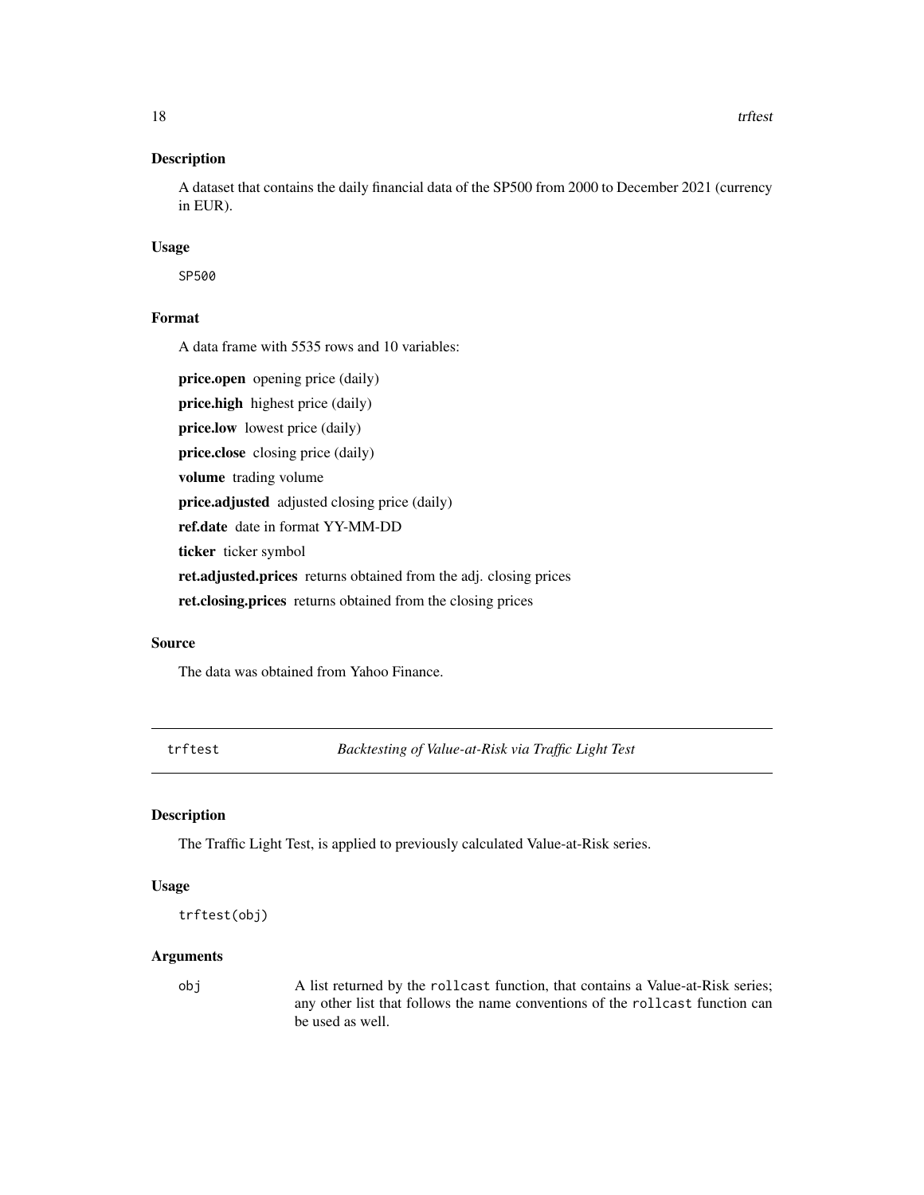### Description

A dataset that contains the daily financial data of the SP500 from 2000 to December 2021 (currency in EUR).

### Usage

```
SP500
```

### Format

A data frame with 5535 rows and 10 variables:

**price.open** opening price (daily)

**price.high** highest price (daily)

**price.low** lowest price (daily)

**price.close** closing price (daily)

**volume** trading volume

**price.adjusted** adjusted closing price (daily)

**ref.date** date in format YY-MM-DD

**ticker** ticker symbol

**ret.adjusted.prices** returns obtained from the adj. closing prices

**ret.closing.prices** returns obtained from the closing prices

### Source

The data was obtained from Yahoo Finance.

---

## trftest — *Backtesting of Value-at-Risk via Traffic Light Test*

### Description

The Traffic Light Test, is applied to previously calculated Value-at-Risk series.

### Usage

```
trftest(obj)
```

### Arguments

| | |
|---|---|
| obj | A list returned by the `rollcast` function, that contains a Value-at-Risk series; any other list that follows the name conventions of the `rollcast` function can be used as well. |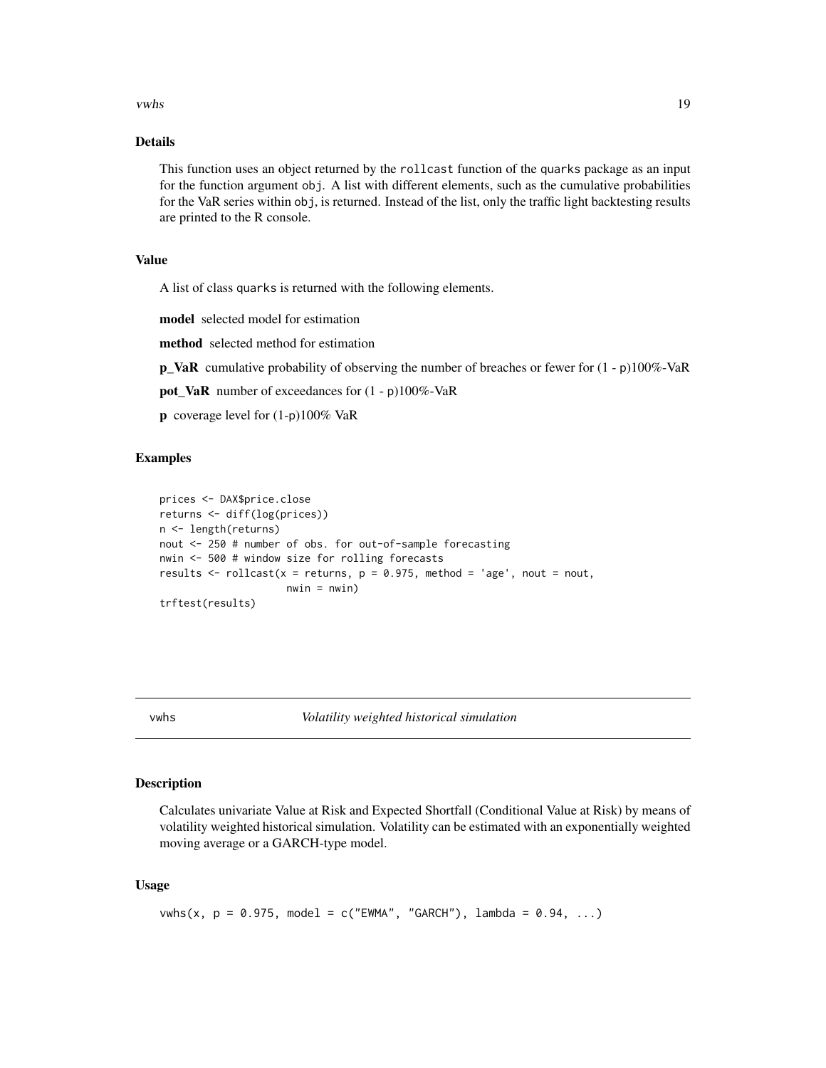### Details

This function uses an object returned by the `rollcast` function of the `quarks` package as an input for the function argument `obj`. A list with different elements, such as the cumulative probabilities for the VaR series within `obj`, is returned. Instead of the list, only the traffic light backtesting results are printed to the R console.

### Value

A list of class `quarks` is returned with the following elements.

**model** selected model for estimation

**method** selected method for estimation

**p_VaR** cumulative probability of observing the number of breaches or fewer for (1 - p)100%-VaR

**pot_VaR** number of exceedances for (1 - p)100%-VaR

**p** coverage level for (1-p)100% VaR

### Examples

```
prices <- DAX$price.close
returns <- diff(log(prices))
n <- length(returns)
nout <- 250 # number of obs. for out-of-sample forecasting
nwin <- 500 # window size for rolling forecasts
results <- rollcast(x = returns, p = 0.975, method = 'age', nout = nout,
                    nwin = nwin)
trftest(results)
```

---

## vwhs *Volatility weighted historical simulation*

### Description

Calculates univariate Value at Risk and Expected Shortfall (Conditional Value at Risk) by means of volatility weighted historical simulation. Volatility can be estimated with an exponentially weighted moving average or a GARCH-type model.

### Usage

```
vwhs(x, p = 0.975, model = c("EWMA", "GARCH"), lambda = 0.94, ...)
```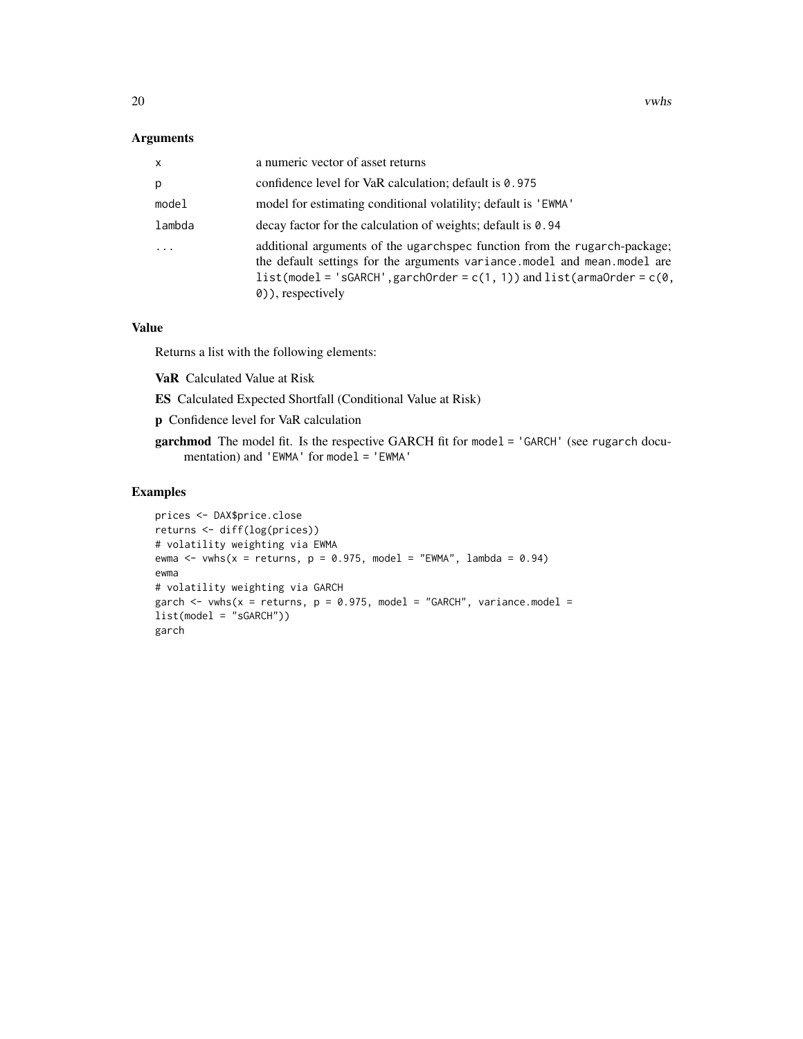## Arguments

| | |
|---|---|
| `x` | a numeric vector of asset returns |
| `p` | confidence level for VaR calculation; default is `0.975` |
| `model` | model for estimating conditional volatility; default is `'EWMA'` |
| `lambda` | decay factor for the calculation of weights; default is `0.94` |
| `...` | additional arguments of the `ugarchspec` function from the `rugarch`-package; the default settings for the arguments `variance.model` and `mean.model` are `list(model = 'sGARCH', garchOrder = c(1, 1))` and `list(armaOrder = c(0, 0))`, respectively |

## Value

Returns a list with the following elements:

**VaR** Calculated Value at Risk

**ES** Calculated Expected Shortfall (Conditional Value at Risk)

**p** Confidence level for VaR calculation

**garchmod** The model fit. Is the respective GARCH fit for `model = 'GARCH'` (see `rugarch` documentation) and `'EWMA'` for `model = 'EWMA'`

## Examples

```
prices <- DAX$price.close
returns <- diff(log(prices))
# volatility weighting via EWMA
ewma <- vwhs(x = returns, p = 0.975, model = "EWMA", lambda = 0.94)
ewma
# volatility weighting via GARCH
garch <- vwhs(x = returns, p = 0.975, model = "GARCH", variance.model =
list(model = "sGARCH"))
garch
```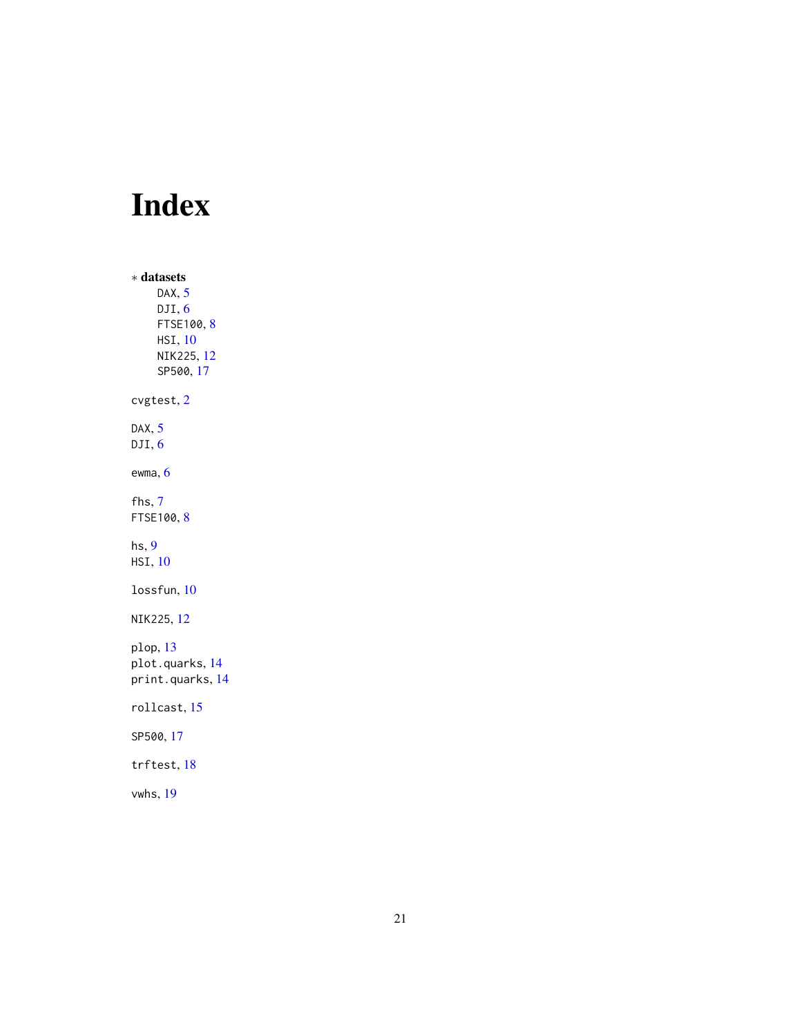# Index

∗ **datasets**
  DAX, 5
  DJI, 6
  FTSE100, 8
  HSI, 10
  NIK225, 12
  SP500, 17

cvgtest, 2

DAX, 5
DJI, 6

ewma, 6

fhs, 7
FTSE100, 8

hs, 9
HSI, 10

lossfun, 10

NIK225, 12

plop, 13
plot.quarks, 14
print.quarks, 14

rollcast, 15

SP500, 17

trftest, 18

vwhs, 19